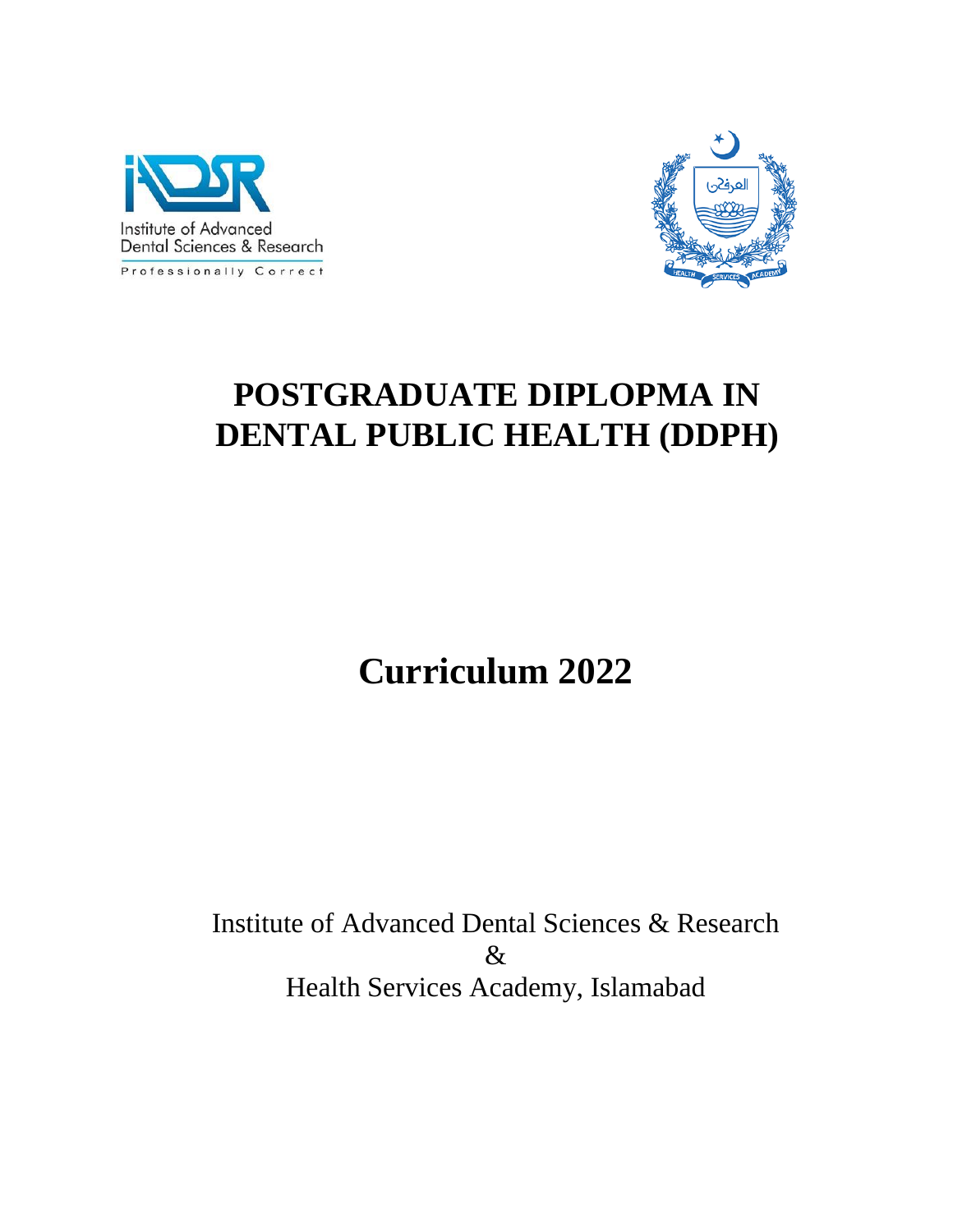# POSTGRADUATE DIPLOPMA IN DENTAL PUBLIC HEALTH (DDPH)

# Curriculum 2022

Institute of Advanced Dental Sciences & Research
&
Health Services Academy, Islamabad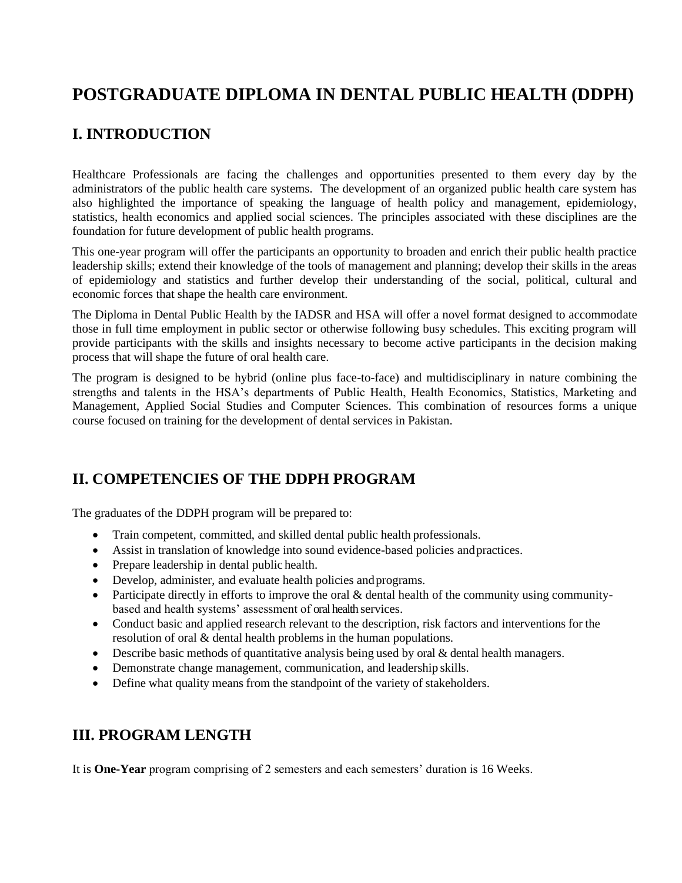# POSTGRADUATE DIPLOMA IN DENTAL PUBLIC HEALTH (DDPH)

## I. INTRODUCTION

Healthcare Professionals are facing the challenges and opportunities presented to them every day by the administrators of the public health care systems. The development of an organized public health care system has also highlighted the importance of speaking the language of health policy and management, epidemiology, statistics, health economics and applied social sciences. The principles associated with these disciplines are the foundation for future development of public health programs.

This one-year program will offer the participants an opportunity to broaden and enrich their public health practice leadership skills; extend their knowledge of the tools of management and planning; develop their skills in the areas of epidemiology and statistics and further develop their understanding of the social, political, cultural and economic forces that shape the health care environment.

The Diploma in Dental Public Health by the IADSR and HSA will offer a novel format designed to accommodate those in full time employment in public sector or otherwise following busy schedules. This exciting program will provide participants with the skills and insights necessary to become active participants in the decision making process that will shape the future of oral health care.

The program is designed to be hybrid (online plus face-to-face) and multidisciplinary in nature combining the strengths and talents in the HSA's departments of Public Health, Health Economics, Statistics, Marketing and Management, Applied Social Studies and Computer Sciences. This combination of resources forms a unique course focused on training for the development of dental services in Pakistan.

## II. COMPETENCIES OF THE DDPH PROGRAM

The graduates of the DDPH program will be prepared to:

- Train competent, committed, and skilled dental public health professionals.
- Assist in translation of knowledge into sound evidence-based policies and practices.
- Prepare leadership in dental public health.
- Develop, administer, and evaluate health policies and programs.
- Participate directly in efforts to improve the oral & dental health of the community using community-based and health systems' assessment of oral health services.
- Conduct basic and applied research relevant to the description, risk factors and interventions for the resolution of oral & dental health problems in the human populations.
- Describe basic methods of quantitative analysis being used by oral & dental health managers.
- Demonstrate change management, communication, and leadership skills.
- Define what quality means from the standpoint of the variety of stakeholders.

## III. PROGRAM LENGTH

It is **One-Year** program comprising of 2 semesters and each semesters' duration is 16 Weeks.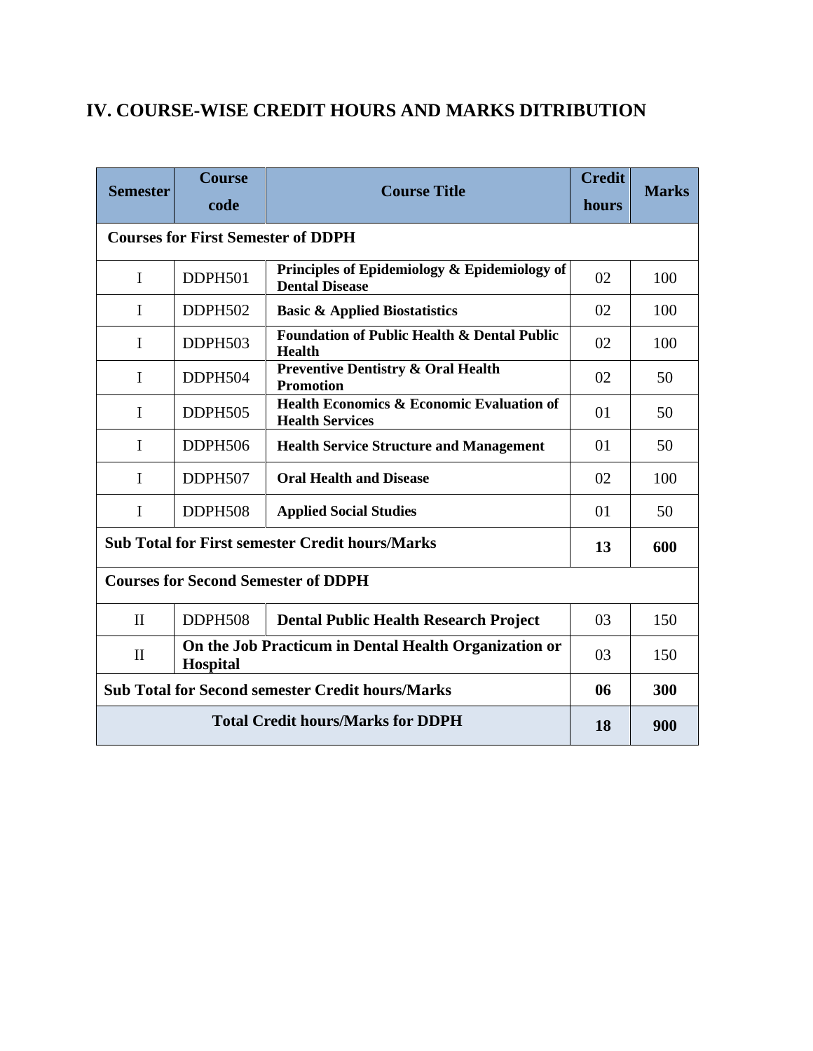## IV. COURSE-WISE CREDIT HOURS AND MARKS DITRIBUTION

| Semester | Course code | Course Title | Credit hours | Marks |
|---|---|---|---|---|
| **Courses for First Semester of DDPH** | | | | |
| I | DDPH501 | **Principles of Epidemiology & Epidemiology of Dental Disease** | 02 | 100 |
| I | DDPH502 | **Basic & Applied Biostatistics** | 02 | 100 |
| I | DDPH503 | **Foundation of Public Health & Dental Public Health** | 02 | 100 |
| I | DDPH504 | **Preventive Dentistry & Oral Health Promotion** | 02 | 50 |
| I | DDPH505 | **Health Economics & Economic Evaluation of Health Services** | 01 | 50 |
| I | DDPH506 | **Health Service Structure and Management** | 01 | 50 |
| I | DDPH507 | **Oral Health and Disease** | 02 | 100 |
| I | DDPH508 | **Applied Social Studies** | 01 | 50 |
| **Sub Total for First semester Credit hours/Marks** | | | **13** | **600** |
| **Courses for Second Semester of DDPH** | | | | |
| II | DDPH508 | **Dental Public Health Research Project** | 03 | 150 |
| II | **On the Job Practicum in Dental Health Organization or Hospital** | | 03 | 150 |
| **Sub Total for Second semester Credit hours/Marks** | | | **06** | **300** |
| **Total Credit hours/Marks for DDPH** | | | **18** | **900** |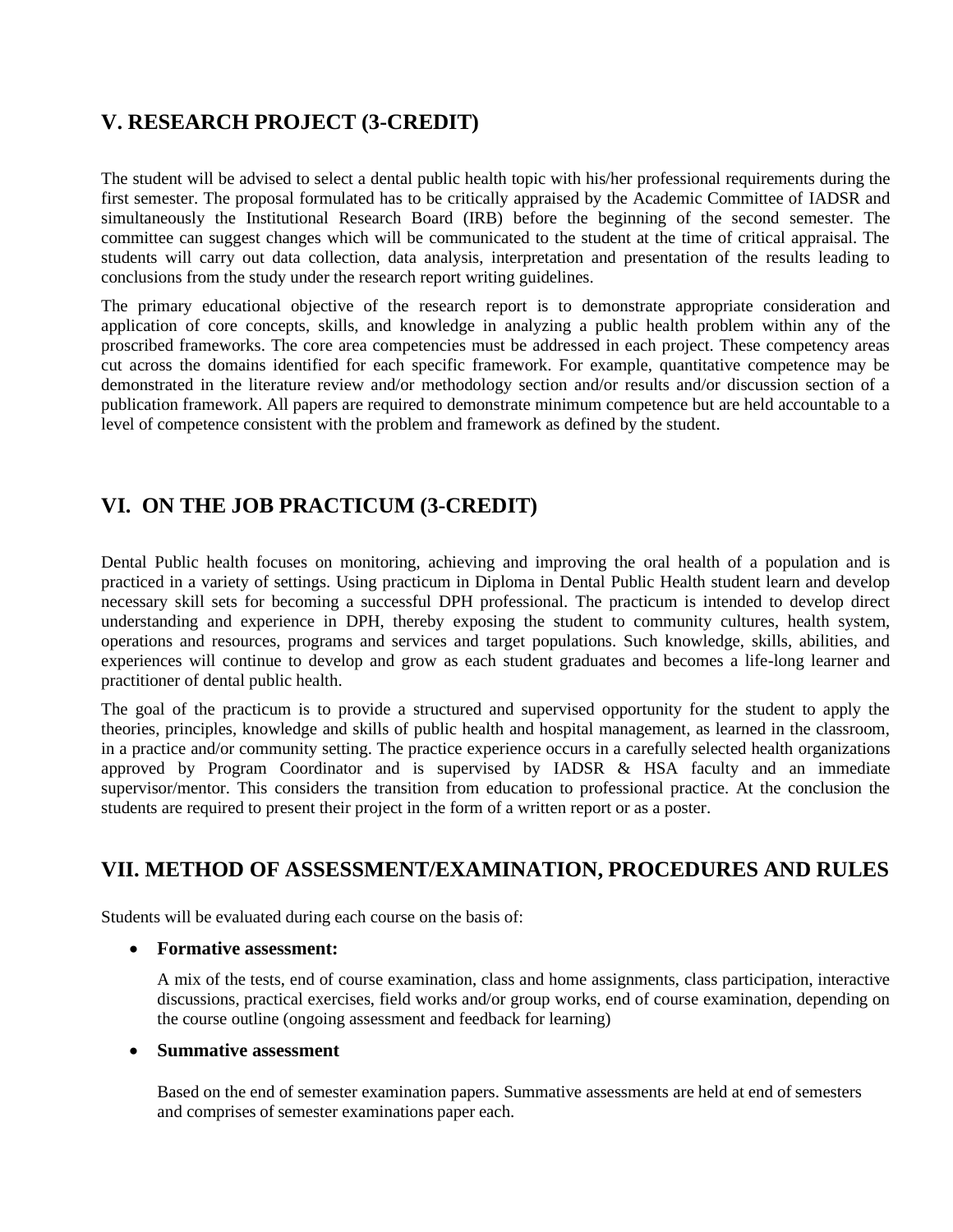## V. RESEARCH PROJECT (3-CREDIT)

The student will be advised to select a dental public health topic with his/her professional requirements during the first semester. The proposal formulated has to be critically appraised by the Academic Committee of IADSR and simultaneously the Institutional Research Board (IRB) before the beginning of the second semester. The committee can suggest changes which will be communicated to the student at the time of critical appraisal. The students will carry out data collection, data analysis, interpretation and presentation of the results leading to conclusions from the study under the research report writing guidelines.

The primary educational objective of the research report is to demonstrate appropriate consideration and application of core concepts, skills, and knowledge in analyzing a public health problem within any of the proscribed frameworks. The core area competencies must be addressed in each project. These competency areas cut across the domains identified for each specific framework. For example, quantitative competence may be demonstrated in the literature review and/or methodology section and/or results and/or discussion section of a publication framework. All papers are required to demonstrate minimum competence but are held accountable to a level of competence consistent with the problem and framework as defined by the student.

## VI. ON THE JOB PRACTICUM (3-CREDIT)

Dental Public health focuses on monitoring, achieving and improving the oral health of a population and is practiced in a variety of settings. Using practicum in Diploma in Dental Public Health student learn and develop necessary skill sets for becoming a successful DPH professional. The practicum is intended to develop direct understanding and experience in DPH, thereby exposing the student to community cultures, health system, operations and resources, programs and services and target populations. Such knowledge, skills, abilities, and experiences will continue to develop and grow as each student graduates and becomes a life-long learner and practitioner of dental public health.

The goal of the practicum is to provide a structured and supervised opportunity for the student to apply the theories, principles, knowledge and skills of public health and hospital management, as learned in the classroom, in a practice and/or community setting. The practice experience occurs in a carefully selected health organizations approved by Program Coordinator and is supervised by IADSR & HSA faculty and an immediate supervisor/mentor. This considers the transition from education to professional practice. At the conclusion the students are required to present their project in the form of a written report or as a poster.

## VII. METHOD OF ASSESSMENT/EXAMINATION, PROCEDURES AND RULES

Students will be evaluated during each course on the basis of:

- **Formative assessment:**

  A mix of the tests, end of course examination, class and home assignments, class participation, interactive discussions, practical exercises, field works and/or group works, end of course examination, depending on the course outline (ongoing assessment and feedback for learning)

- **Summative assessment**

  Based on the end of semester examination papers. Summative assessments are held at end of semesters and comprises of semester examinations paper each.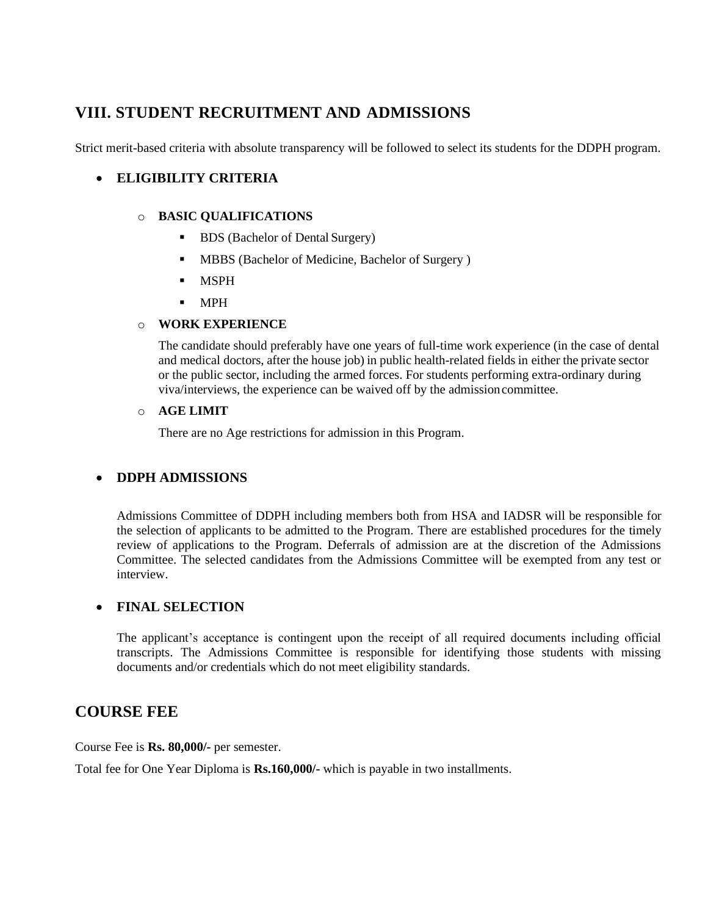## VIII. STUDENT RECRUITMENT AND ADMISSIONS

Strict merit-based criteria with absolute transparency will be followed to select its students for the DDPH program.

- **ELIGIBILITY CRITERIA**
  - **BASIC QUALIFICATIONS**
    - BDS (Bachelor of Dental Surgery)
    - MBBS (Bachelor of Medicine, Bachelor of Surgery )
    - MSPH
    - MPH
  - **WORK EXPERIENCE**

    The candidate should preferably have one years of full-time work experience (in the case of dental and medical doctors, after the house job) in public health-related fields in either the private sector or the public sector, including the armed forces. For students performing extra-ordinary during viva/interviews, the experience can be waived off by the admission committee.
  - **AGE LIMIT**

    There are no Age restrictions for admission in this Program.

- **DDPH ADMISSIONS**

  Admissions Committee of DDPH including members both from HSA and IADSR will be responsible for the selection of applicants to be admitted to the Program. There are established procedures for the timely review of applications to the Program. Deferrals of admission are at the discretion of the Admissions Committee. The selected candidates from the Admissions Committee will be exempted from any test or interview.

- **FINAL SELECTION**

  The applicant's acceptance is contingent upon the receipt of all required documents including official transcripts. The Admissions Committee is responsible for identifying those students with missing documents and/or credentials which do not meet eligibility standards.

## COURSE FEE

Course Fee is **Rs. 80,000/-** per semester.

Total fee for One Year Diploma is **Rs.160,000/-** which is payable in two installments.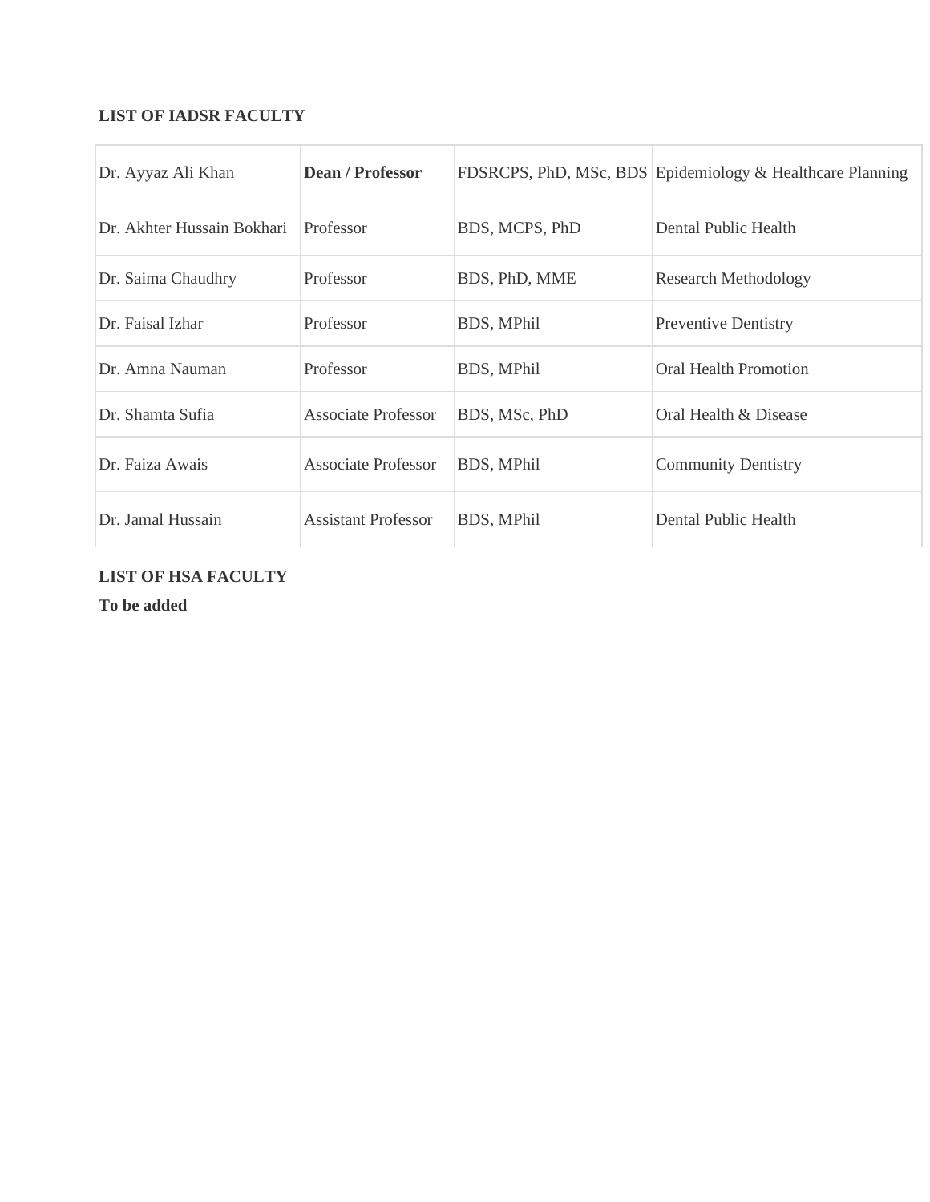**LIST OF IADSR FACULTY**

| | | | |
|---|---|---|---|
| Dr. Ayyaz Ali Khan | **Dean / Professor** | FDSRCPS, PhD, MSc, BDS | Epidemiology & Healthcare Planning |
| Dr. Akhter Hussain Bokhari | Professor | BDS, MCPS, PhD | Dental Public Health |
| Dr. Saima Chaudhry | Professor | BDS, PhD, MME | Research Methodology |
| Dr. Faisal Izhar | Professor | BDS, MPhil | Preventive Dentistry |
| Dr. Amna Nauman | Professor | BDS, MPhil | Oral Health Promotion |
| Dr. Shamta Sufia | Associate Professor | BDS, MSc, PhD | Oral Health & Disease |
| Dr. Faiza Awais | Associate Professor | BDS, MPhil | Community Dentistry |
| Dr. Jamal Hussain | Assistant Professor | BDS, MPhil | Dental Public Health |

**LIST OF HSA FACULTY**

**To be added**